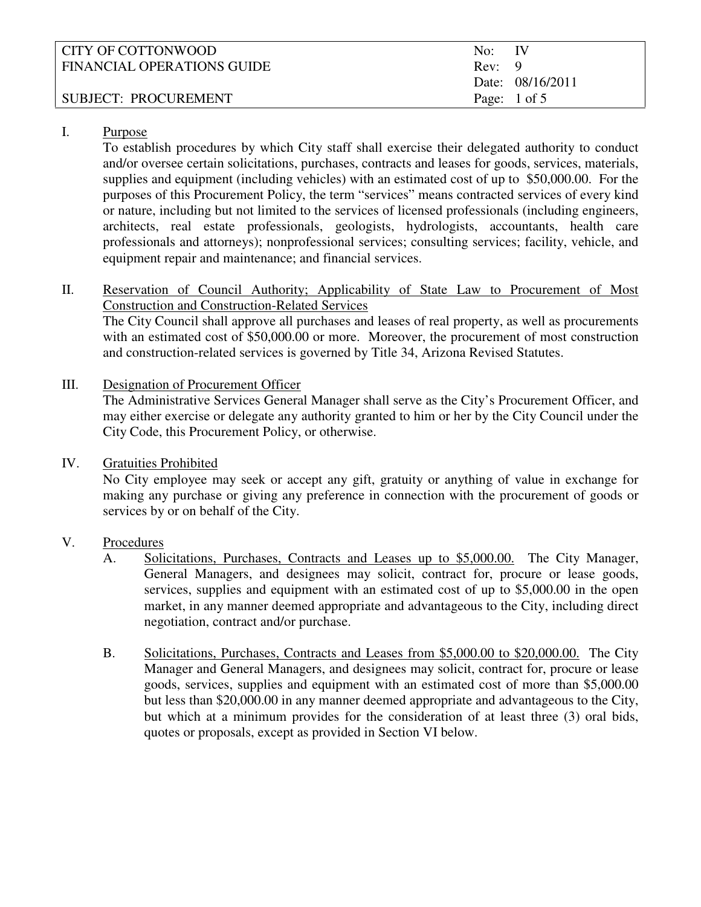| CITY OF COTTONWOOD | No: IV |
| --- | --- |
| FINANCIAL OPERATIONS GUIDE | Rev: 9 |
| | Date: 08/16/2011 |
| SUBJECT: PROCUREMENT | |

## I. Purpose

To establish procedures by which City staff shall exercise their delegated authority to conduct and/or oversee certain solicitations, purchases, contracts and leases for goods, services, materials, supplies and equipment (including vehicles) with an estimated cost of up to $50,000.00. For the purposes of this Procurement Policy, the term "services" means contracted services of every kind or nature, including but not limited to the services of licensed professionals (including engineers, architects, real estate professionals, geologists, hydrologists, accountants, health care professionals and attorneys); nonprofessional services; consulting services; facility, vehicle, and equipment repair and maintenance; and financial services.

## II. Reservation of Council Authority; Applicability of State Law to Procurement of Most Construction and Construction-Related Services

The City Council shall approve all purchases and leases of real property, as well as procurements with an estimated cost of $50,000.00 or more. Moreover, the procurement of most construction and construction-related services is governed by Title 34, Arizona Revised Statutes.

## III. Designation of Procurement Officer

The Administrative Services General Manager shall serve as the City's Procurement Officer, and may either exercise or delegate any authority granted to him or her by the City Council under the City Code, this Procurement Policy, or otherwise.

## IV. Gratuities Prohibited

No City employee may seek or accept any gift, gratuity or anything of value in exchange for making any purchase or giving any preference in connection with the procurement of goods or services by or on behalf of the City.

## V. Procedures

A. Solicitations, Purchases, Contracts and Leases up to $5,000.00. The City Manager, General Managers, and designees may solicit, contract for, procure or lease goods, services, supplies and equipment with an estimated cost of up to $5,000.00 in the open market, in any manner deemed appropriate and advantageous to the City, including direct negotiation, contract and/or purchase.

B. Solicitations, Purchases, Contracts and Leases from $5,000.00 to $20,000.00. The City Manager and General Managers, and designees may solicit, contract for, procure or lease goods, services, supplies and equipment with an estimated cost of more than $5,000.00 but less than $20,000.00 in any manner deemed appropriate and advantageous to the City, but which at a minimum provides for the consideration of at least three (3) oral bids, quotes or proposals, except as provided in Section VI below.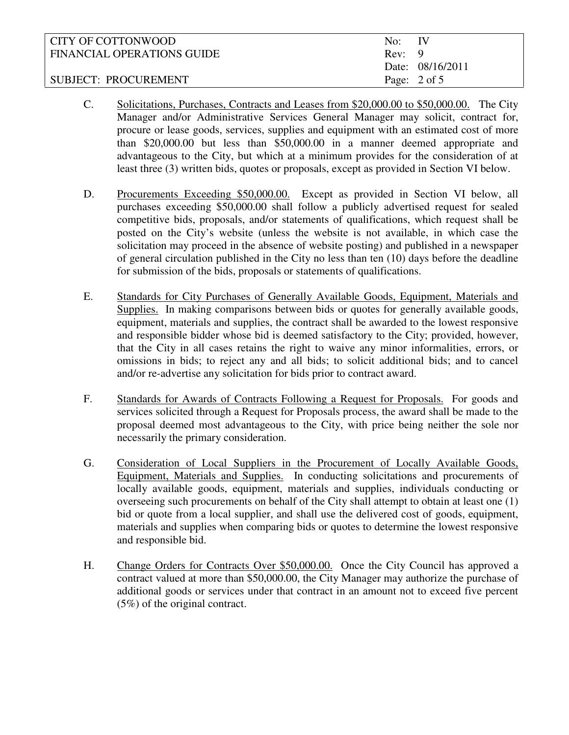C. Solicitations, Purchases, Contracts and Leases from $20,000.00 to $50,000.00. The City Manager and/or Administrative Services General Manager may solicit, contract for, procure or lease goods, services, supplies and equipment with an estimated cost of more than $20,000.00 but less than $50,000.00 in a manner deemed appropriate and advantageous to the City, but which at a minimum provides for the consideration of at least three (3) written bids, quotes or proposals, except as provided in Section VI below.

D. Procurements Exceeding $50,000.00. Except as provided in Section VI below, all purchases exceeding $50,000.00 shall follow a publicly advertised request for sealed competitive bids, proposals, and/or statements of qualifications, which request shall be posted on the City's website (unless the website is not available, in which case the solicitation may proceed in the absence of website posting) and published in a newspaper of general circulation published in the City no less than ten (10) days before the deadline for submission of the bids, proposals or statements of qualifications.

E. Standards for City Purchases of Generally Available Goods, Equipment, Materials and Supplies. In making comparisons between bids or quotes for generally available goods, equipment, materials and supplies, the contract shall be awarded to the lowest responsive and responsible bidder whose bid is deemed satisfactory to the City; provided, however, that the City in all cases retains the right to waive any minor informalities, errors, or omissions in bids; to reject any and all bids; to solicit additional bids; and to cancel and/or re-advertise any solicitation for bids prior to contract award.

F. Standards for Awards of Contracts Following a Request for Proposals. For goods and services solicited through a Request for Proposals process, the award shall be made to the proposal deemed most advantageous to the City, with price being neither the sole nor necessarily the primary consideration.

G. Consideration of Local Suppliers in the Procurement of Locally Available Goods, Equipment, Materials and Supplies. In conducting solicitations and procurements of locally available goods, equipment, materials and supplies, individuals conducting or overseeing such procurements on behalf of the City shall attempt to obtain at least one (1) bid or quote from a local supplier, and shall use the delivered cost of goods, equipment, materials and supplies when comparing bids or quotes to determine the lowest responsive and responsible bid.

H. Change Orders for Contracts Over $50,000.00. Once the City Council has approved a contract valued at more than $50,000.00, the City Manager may authorize the purchase of additional goods or services under that contract in an amount not to exceed five percent (5%) of the original contract.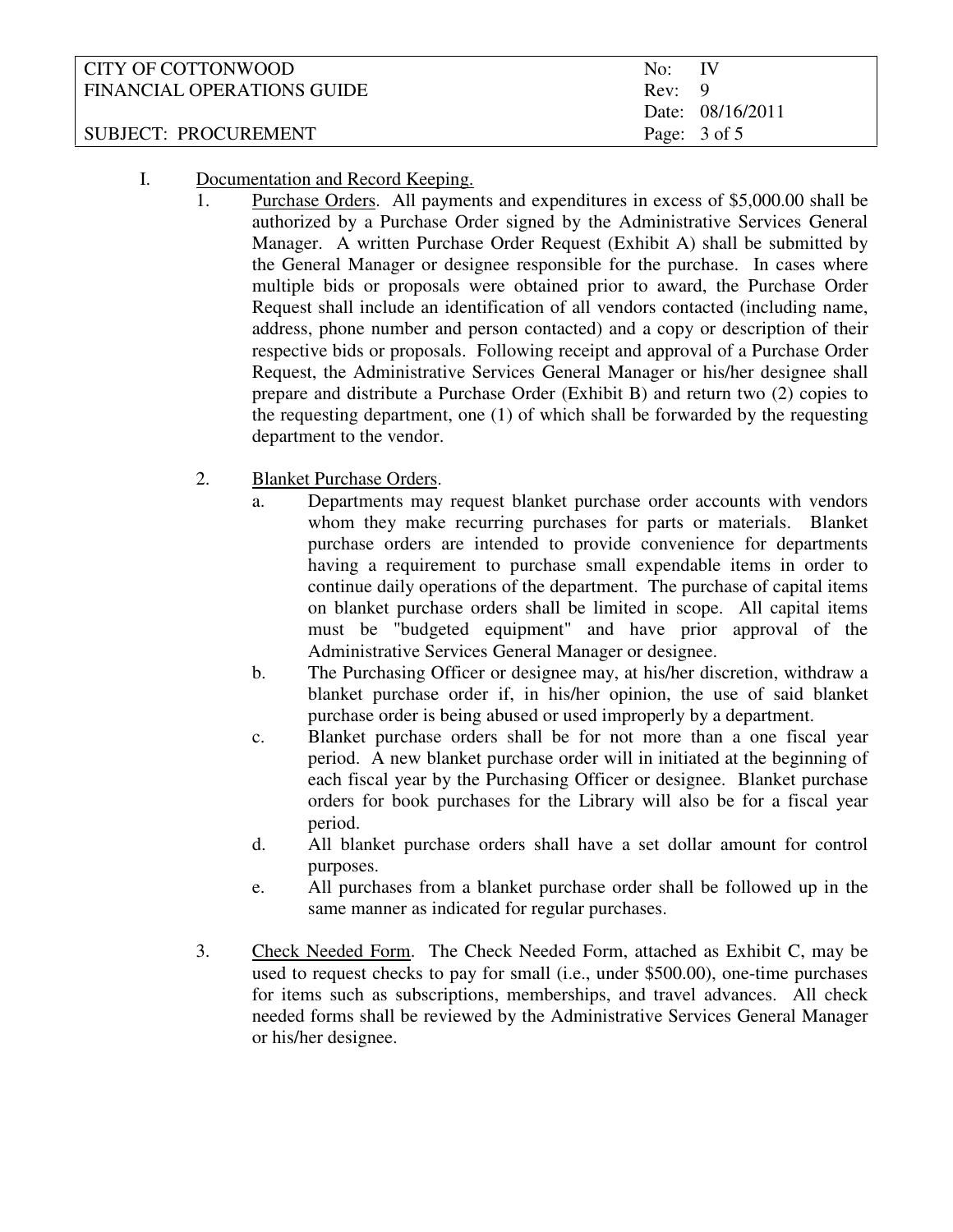I. Documentation and Record Keeping.

1. Purchase Orders. All payments and expenditures in excess of $5,000.00 shall be authorized by a Purchase Order signed by the Administrative Services General Manager. A written Purchase Order Request (Exhibit A) shall be submitted by the General Manager or designee responsible for the purchase. In cases where multiple bids or proposals were obtained prior to award, the Purchase Order Request shall include an identification of all vendors contacted (including name, address, phone number and person contacted) and a copy or description of their respective bids or proposals. Following receipt and approval of a Purchase Order Request, the Administrative Services General Manager or his/her designee shall prepare and distribute a Purchase Order (Exhibit B) and return two (2) copies to the requesting department, one (1) of which shall be forwarded by the requesting department to the vendor.

2. Blanket Purchase Orders.
   a. Departments may request blanket purchase order accounts with vendors whom they make recurring purchases for parts or materials. Blanket purchase orders are intended to provide convenience for departments having a requirement to purchase small expendable items in order to continue daily operations of the department. The purchase of capital items on blanket purchase orders shall be limited in scope. All capital items must be "budgeted equipment" and have prior approval of the Administrative Services General Manager or designee.
   b. The Purchasing Officer or designee may, at his/her discretion, withdraw a blanket purchase order if, in his/her opinion, the use of said blanket purchase order is being abused or used improperly by a department.
   c. Blanket purchase orders shall be for not more than a one fiscal year period. A new blanket purchase order will in initiated at the beginning of each fiscal year by the Purchasing Officer or designee. Blanket purchase orders for book purchases for the Library will also be for a fiscal year period.
   d. All blanket purchase orders shall have a set dollar amount for control purposes.
   e. All purchases from a blanket purchase order shall be followed up in the same manner as indicated for regular purchases.

3. Check Needed Form. The Check Needed Form, attached as Exhibit C, may be used to request checks to pay for small (i.e., under $500.00), one-time purchases for items such as subscriptions, memberships, and travel advances. All check needed forms shall be reviewed by the Administrative Services General Manager or his/her designee.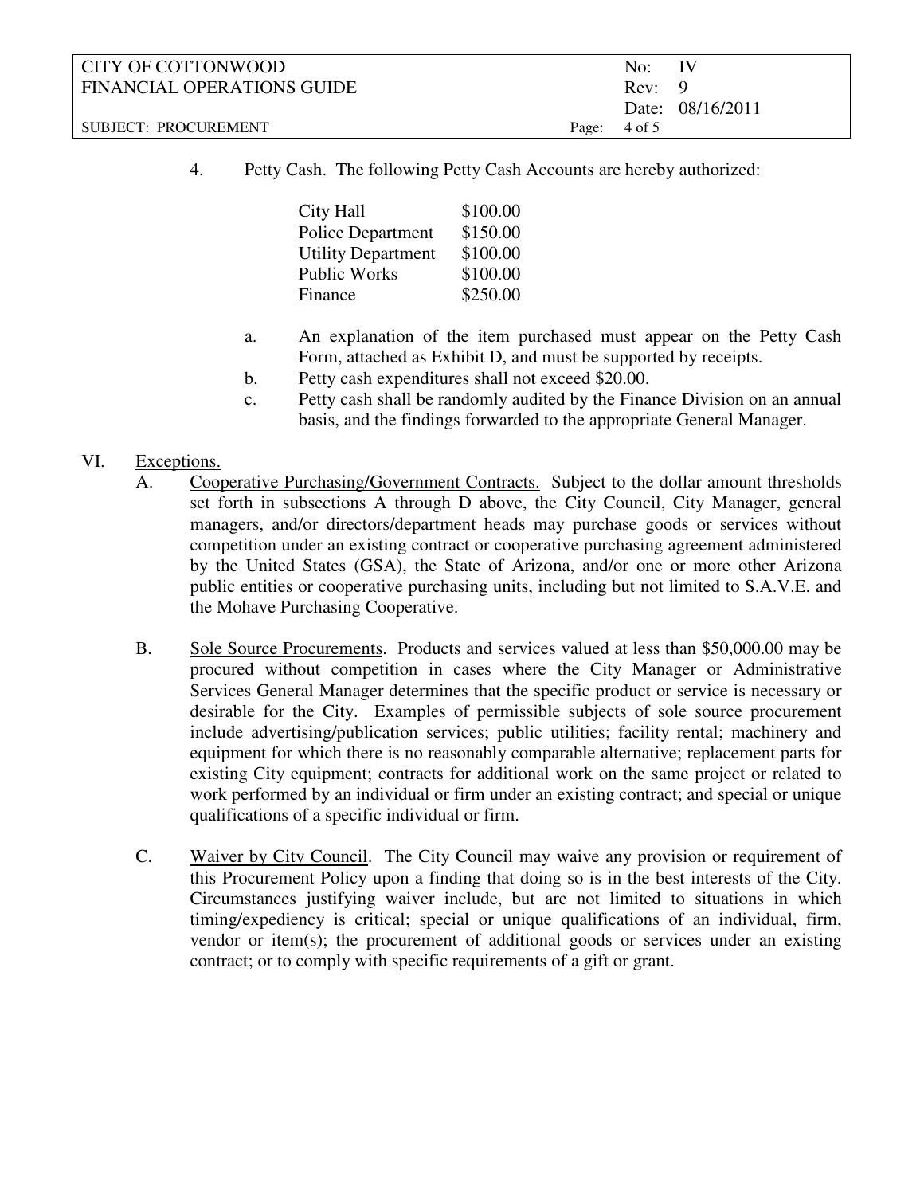4. Petty Cash. The following Petty Cash Accounts are hereby authorized:

| | |
|---|---|
| City Hall | $100.00 |
| Police Department | $150.00 |
| Utility Department | $100.00 |
| Public Works | $100.00 |
| Finance | $250.00 |

   a. An explanation of the item purchased must appear on the Petty Cash Form, attached as Exhibit D, and must be supported by receipts.
   b. Petty cash expenditures shall not exceed $20.00.
   c. Petty cash shall be randomly audited by the Finance Division on an annual basis, and the findings forwarded to the appropriate General Manager.

## VI. Exceptions.

A. Cooperative Purchasing/Government Contracts. Subject to the dollar amount thresholds set forth in subsections A through D above, the City Council, City Manager, general managers, and/or directors/department heads may purchase goods or services without competition under an existing contract or cooperative purchasing agreement administered by the United States (GSA), the State of Arizona, and/or one or more other Arizona public entities or cooperative purchasing units, including but not limited to S.A.V.E. and the Mohave Purchasing Cooperative.

B. Sole Source Procurements. Products and services valued at less than $50,000.00 may be procured without competition in cases where the City Manager or Administrative Services General Manager determines that the specific product or service is necessary or desirable for the City. Examples of permissible subjects of sole source procurement include advertising/publication services; public utilities; facility rental; machinery and equipment for which there is no reasonably comparable alternative; replacement parts for existing City equipment; contracts for additional work on the same project or related to work performed by an individual or firm under an existing contract; and special or unique qualifications of a specific individual or firm.

C. Waiver by City Council. The City Council may waive any provision or requirement of this Procurement Policy upon a finding that doing so is in the best interests of the City. Circumstances justifying waiver include, but are not limited to situations in which timing/expediency is critical; special or unique qualifications of an individual, firm, vendor or item(s); the procurement of additional goods or services under an existing contract; or to comply with specific requirements of a gift or grant.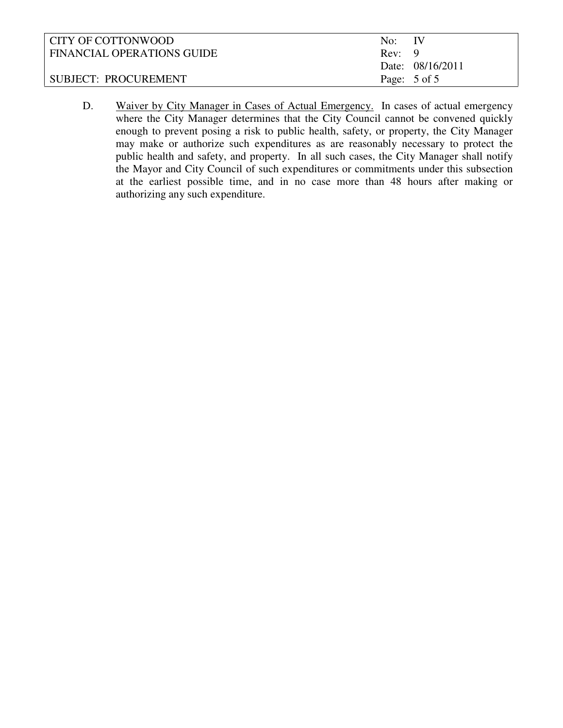D. <u>Waiver by City Manager in Cases of Actual Emergency.</u> In cases of actual emergency where the City Manager determines that the City Council cannot be convened quickly enough to prevent posing a risk to public health, safety, or property, the City Manager may make or authorize such expenditures as are reasonably necessary to protect the public health and safety, and property. In all such cases, the City Manager shall notify the Mayor and City Council of such expenditures or commitments under this subsection at the earliest possible time, and in no case more than 48 hours after making or authorizing any such expenditure.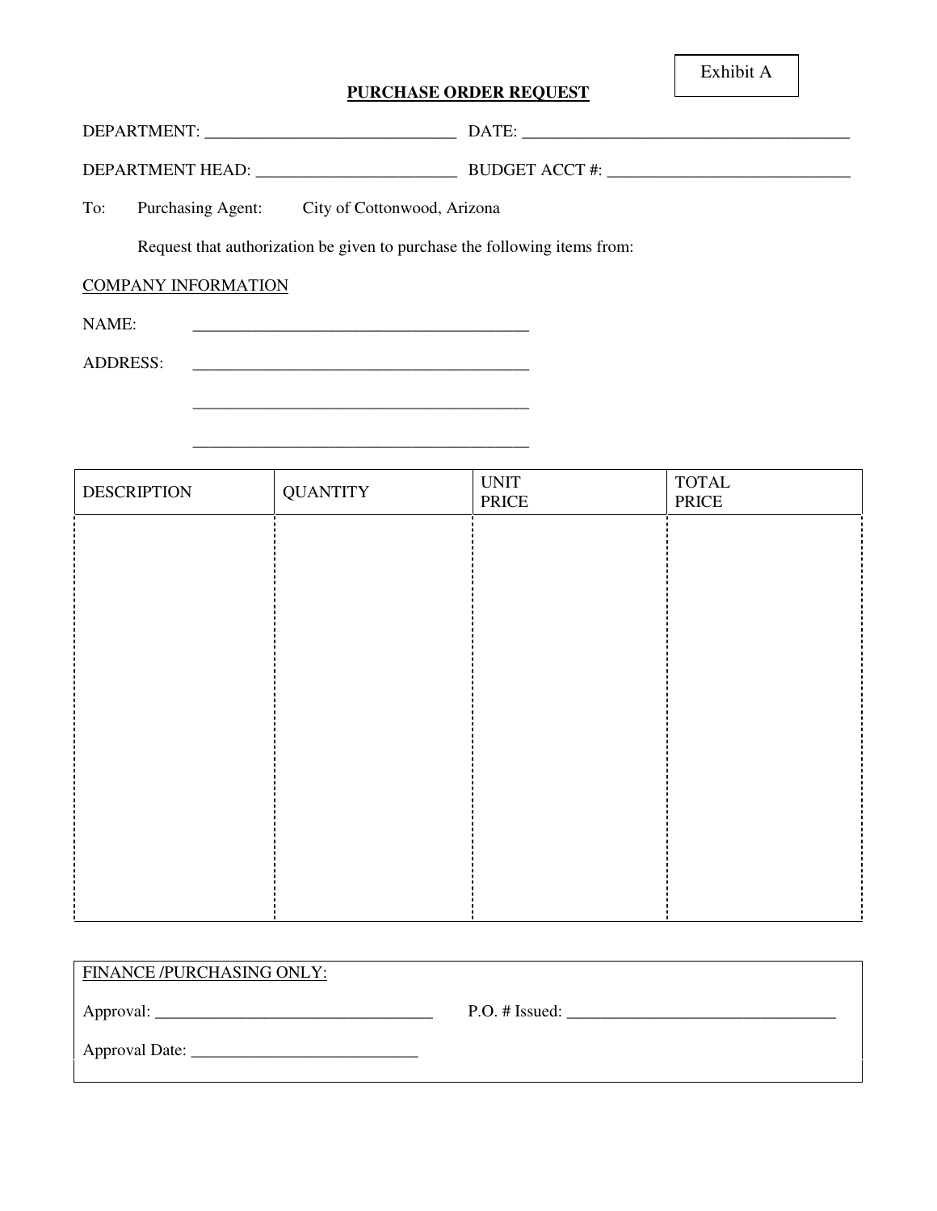Exhibit A

# PURCHASE ORDER REQUEST

DEPARTMENT: ______________________________ DATE: ________________________________________

DEPARTMENT HEAD: ________________________ BUDGET ACCT #: _____________________________

To: Purchasing Agent: City of Cottonwood, Arizona

Request that authorization be given to purchase the following items from:

COMPANY INFORMATION

NAME: ________________________________________

ADDRESS: ________________________________________

________________________________________

________________________________________

| DESCRIPTION | QUANTITY | UNIT PRICE | TOTAL PRICE |
|---|---|---|---|
| | | | |

FINANCE /PURCHASING ONLY:

Approval: _________________________________ P.O. # Issued: ________________________________

Approval Date: ___________________________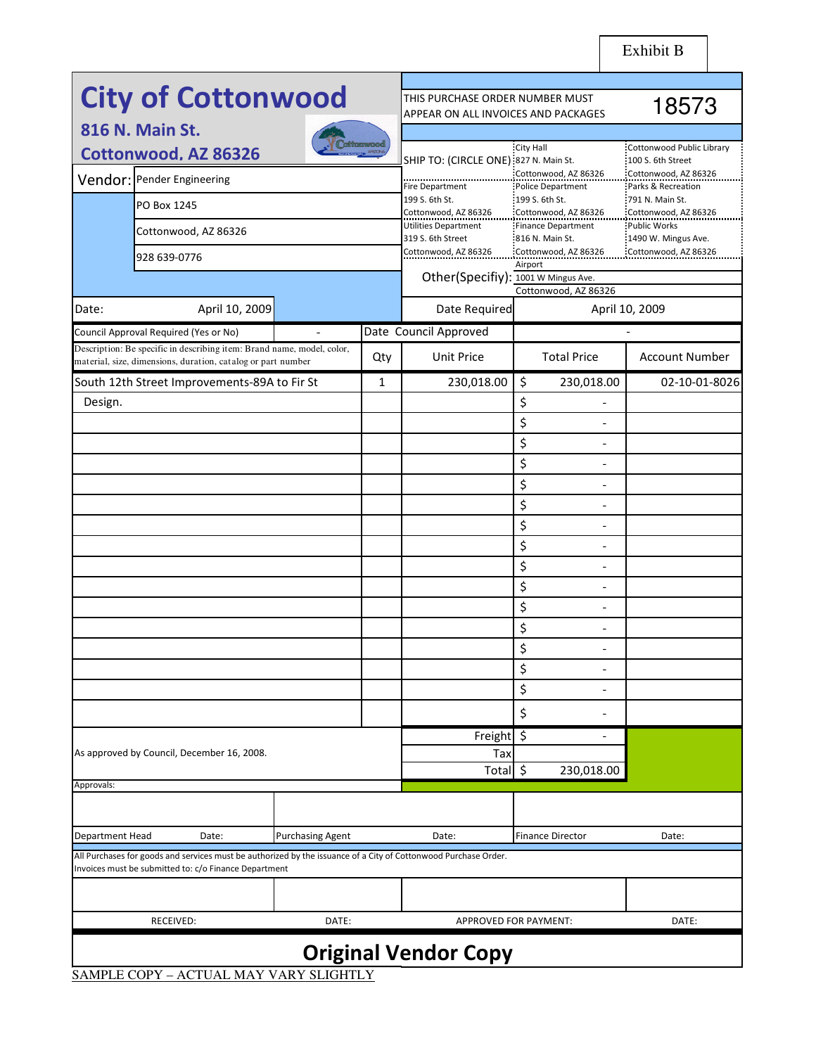Exhibit B

# City of Cottonwood

**816 N. Main St.**
**Cottonwood, AZ 86326**

THIS PURCHASE ORDER NUMBER MUST APPEAR ON ALL INVOICES AND PACKAGES **18573**

**Vendor:** Pender Engineering
PO Box 1245
Cottonwood, AZ 86326
928 639-0776

SHIP TO: (CIRCLE ONE)

| | | |
|---|---|---|
| | City Hall<br>827 N. Main St.<br>Cottonwood, AZ 86326 | Cottonwood Public Library<br>100 S. 6th Street<br>Cottonwood, AZ 86326 |
| Fire Department<br>199 S. 6th St.<br>Cottonwood, AZ 86326 | Police Department<br>199 S. 6th St.<br>Cottonwood, AZ 86326 | Parks & Recreation<br>791 N. Main St.<br>Cottonwood, AZ 86326 |
| Utilities Department<br>319 S. 6th Street<br>Cottonwood, AZ 86326 | Finance Department<br>816 N. Main St.<br>Cottonwood, AZ 86326 | Public Works<br>1490 W. Mingus Ave.<br>Cottonwood, AZ 86326 |

Other(Specifiy): Airport, 1001 W Mingus Ave., Cottonwood, AZ 86326

Date: April 10, 2009

Date Required: April 10, 2009

Council Approval Required (Yes or No): -

Date Council Approved: -

| Description: Be specific in describing item: Brand name, model, color, material, size, dimensions, duration, catalog or part number | Qty | Unit Price | Total Price | Account Number |
|---|---|---|---|---|
| South 12th Street Improvements-89A to Fir St | 1 | 230,018.00 | $ 230,018.00 | 02-10-01-8026 |
| Design. | | | $ - | |
| | | | $ - | |
| | | | $ - | |
| | | | $ - | |
| | | | $ - | |
| | | | $ - | |
| | | | $ - | |
| | | | $ - | |
| | | | $ - | |
| | | | $ - | |
| | | | $ - | |
| | | | $ - | |
| | | | $ - | |
| | | | $ - | |
| | | | $ - | |
| | | | $ - | |

As approved by Council, December 16, 2008.

| | |
|---|---|
| Freight | $ - |
| Tax | |
| Total | $ 230,018.00 |

Approvals:

| Department Head | Date: | Purchasing Agent | Date: | Finance Director | Date: |
|---|---|---|---|---|---|

All Purchases for goods and services must be authorized by the issuance of a City of Cottonwood Purchase Order.
Invoices must be submitted to: c/o Finance Department

| RECEIVED: | DATE: | APPROVED FOR PAYMENT: | DATE: |
|---|---|---|---|

**Original Vendor Copy**

SAMPLE COPY – ACTUAL MAY VARY SLIGHTLY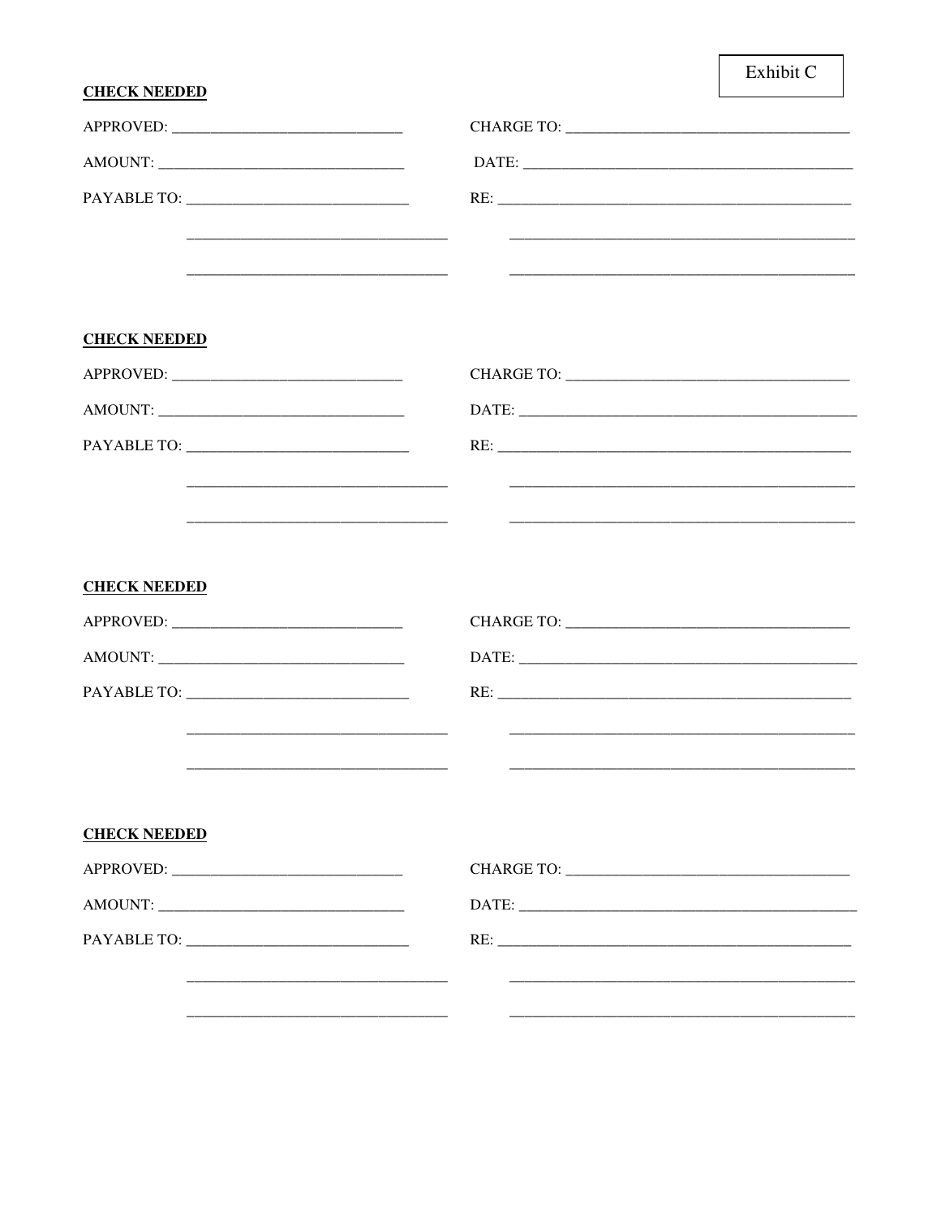Exhibit C

**CHECK NEEDED**

APPROVED: ______________________________ CHARGE TO: ______________________________

AMOUNT: ______________________________ DATE: ______________________________

PAYABLE TO: ______________________________ RE: ______________________________

______________________________ ______________________________

______________________________ ______________________________

**CHECK NEEDED**

APPROVED: ______________________________ CHARGE TO: ______________________________

AMOUNT: ______________________________ DATE: ______________________________

PAYABLE TO: ______________________________ RE: ______________________________

______________________________ ______________________________

______________________________ ______________________________

**CHECK NEEDED**

APPROVED: ______________________________ CHARGE TO: ______________________________

AMOUNT: ______________________________ DATE: ______________________________

PAYABLE TO: ______________________________ RE: ______________________________

______________________________ ______________________________

______________________________ ______________________________

**CHECK NEEDED**

APPROVED: ______________________________ CHARGE TO: ______________________________

AMOUNT: ______________________________ DATE: ______________________________

PAYABLE TO: ______________________________ RE: ______________________________

______________________________ ______________________________

______________________________ ______________________________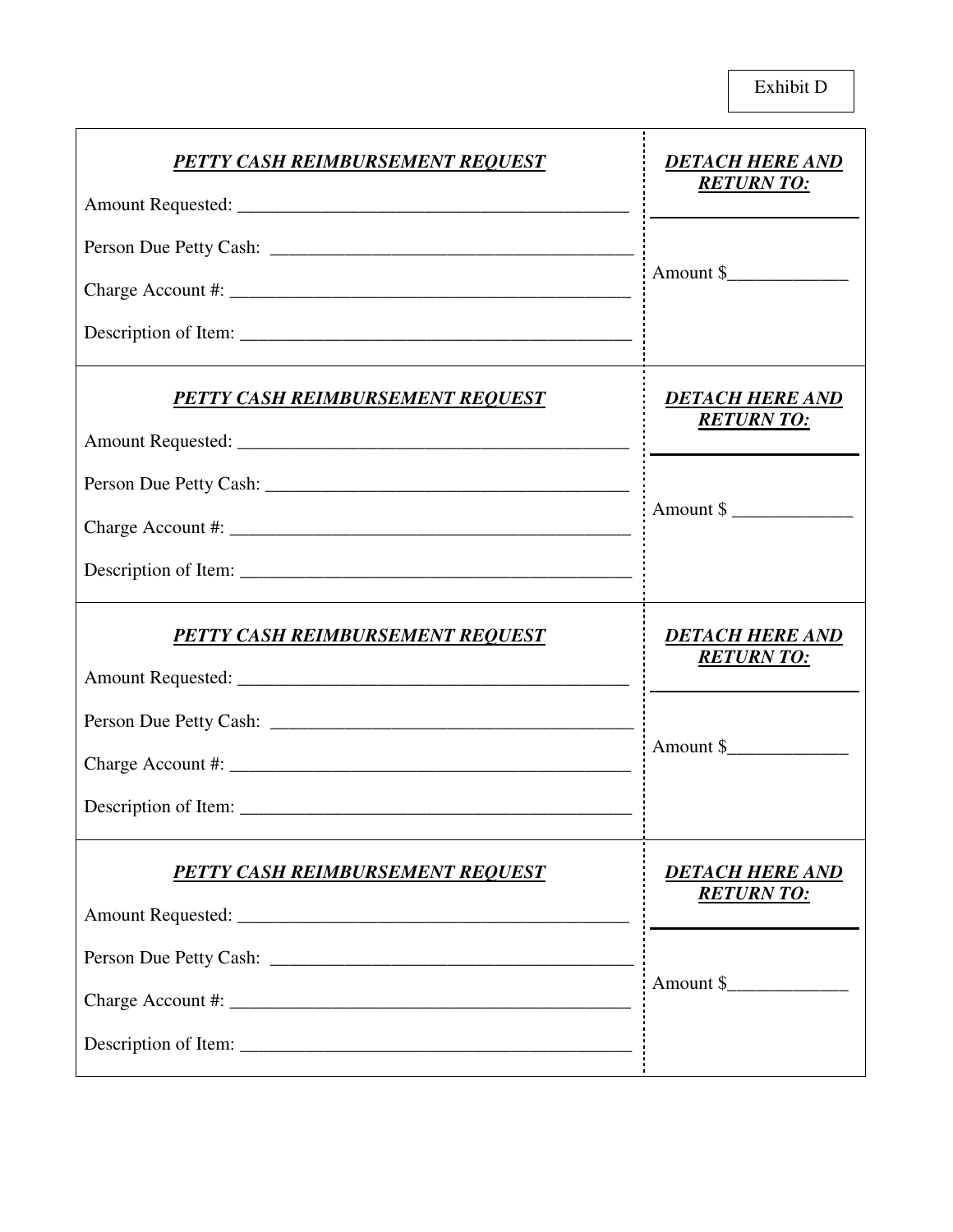Exhibit D

| | |
|---|---|
| ***PETTY CASH REIMBURSEMENT REQUEST***<br><br>Amount Requested: ___________________________________________<br><br>Person Due Petty Cash: ________________________________________<br><br>Charge Account #: ____________________________________________<br><br>Description of Item: __________________________________________ | ***DETACH HERE AND RETURN TO:***<br><br>______________________<br><br>Amount $____________ |
| ***PETTY CASH REIMBURSEMENT REQUEST***<br><br>Amount Requested: ___________________________________________<br><br>Person Due Petty Cash: ________________________________________<br><br>Charge Account #: ____________________________________________<br><br>Description of Item: __________________________________________ | ***DETACH HERE AND RETURN TO:***<br><br>______________________<br><br>Amount $ ____________ |
| ***PETTY CASH REIMBURSEMENT REQUEST***<br><br>Amount Requested: ___________________________________________<br><br>Person Due Petty Cash: ________________________________________<br><br>Charge Account #: ____________________________________________<br><br>Description of Item: __________________________________________ | ***DETACH HERE AND RETURN TO:***<br><br>______________________<br><br>Amount $____________ |
| ***PETTY CASH REIMBURSEMENT REQUEST***<br><br>Amount Requested: ___________________________________________<br><br>Person Due Petty Cash: ________________________________________<br><br>Charge Account #: ____________________________________________<br><br>Description of Item: __________________________________________ | ***DETACH HERE AND RETURN TO:***<br><br>______________________<br><br>Amount $____________ |